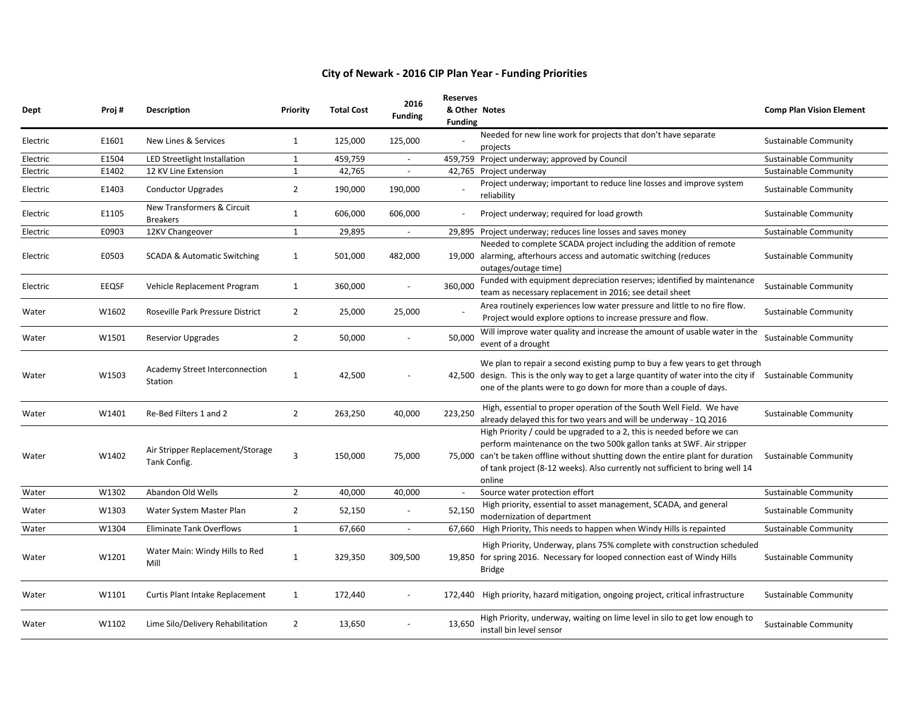# City of Newark - 2016 CIP Plan Year - Funding Priorities

| Dept | Proj # | Description | Priority | Total Cost | 2016 Funding | Reserves & Other Funding | Notes | Comp Plan Vision Element |
|---|---|---|---|---|---|---|---|---|
| Electric | E1601 | New Lines & Services | 1 | 125,000 | 125,000 | - | Needed for new line work for projects that don't have separate projects | Sustainable Community |
| Electric | E1504 | LED Streetlight Installation | 1 | 459,759 | - | 459,759 | Project underway; approved by Council | Sustainable Community |
| Electric | E1402 | 12 KV Line Extension | 1 | 42,765 | - | 42,765 | Project underway | Sustainable Community |
| Electric | E1403 | Conductor Upgrades | 2 | 190,000 | 190,000 | - | Project underway; important to reduce line losses and improve system reliability | Sustainable Community |
| Electric | E1105 | New Transformers & Circuit Breakers | 1 | 606,000 | 606,000 | - | Project underway; required for load growth | Sustainable Community |
| Electric | E0903 | 12KV Changeover | 1 | 29,895 | - | 29,895 | Project underway; reduces line losses and saves money | Sustainable Community |
| Electric | E0503 | SCADA & Automatic Switching | 1 | 501,000 | 482,000 | 19,000 | Needed to complete SCADA project including the addition of remote alarming, afterhours access and automatic switching (reduces outages/outage time) | Sustainable Community |
| Electric | EEQSF | Vehicle Replacement Program | 1 | 360,000 | - | 360,000 | Funded with equipment depreciation reserves; identified by maintenance team as necessary replacement in 2016; see detail sheet | Sustainable Community |
| Water | W1602 | Roseville Park Pressure District | 2 | 25,000 | 25,000 | - | Area routinely experiences low water pressure and little to no fire flow. Project would explore options to increase pressure and flow. | Sustainable Community |
| Water | W1501 | Reservior Upgrades | 2 | 50,000 | - | 50,000 | Will improve water quality and increase the amount of usable water in the event of a drought | Sustainable Community |
| Water | W1503 | Academy Street Interconnection Station | 1 | 42,500 | - | 42,500 | We plan to repair a second existing pump to buy a few years to get through design. This is the only way to get a large quantity of water into the city if one of the plants were to go down for more than a couple of days. | Sustainable Community |
| Water | W1401 | Re-Bed Filters 1 and 2 | 2 | 263,250 | 40,000 | 223,250 | High, essential to proper operation of the South Well Field. We have already delayed this for two years and will be underway - 1Q 2016 | Sustainable Community |
| Water | W1402 | Air Stripper Replacement/Storage Tank Config. | 3 | 150,000 | 75,000 | 75,000 | High Priority / could be upgraded to a 2, this is needed before we can perform maintenance on the two 500k gallon tanks at SWF. Air stripper can't be taken offline without shutting down the entire plant for duration of tank project (8-12 weeks). Also currently not sufficient to bring well 14 online | Sustainable Community |
| Water | W1302 | Abandon Old Wells | 2 | 40,000 | 40,000 | - | Source water protection effort | Sustainable Community |
| Water | W1303 | Water System Master Plan | 2 | 52,150 | - | 52,150 | High priority, essential to asset management, SCADA, and general modernization of department | Sustainable Community |
| Water | W1304 | Eliminate Tank Overflows | 1 | 67,660 | - | 67,660 | High Priority, This needs to happen when Windy Hills is repainted | Sustainable Community |
| Water | W1201 | Water Main: Windy Hills to Red Mill | 1 | 329,350 | 309,500 | 19,850 | High Priority, Underway, plans 75% complete with construction scheduled for spring 2016. Necessary for looped connection east of Windy Hills Bridge | Sustainable Community |
| Water | W1101 | Curtis Plant Intake Replacement | 1 | 172,440 | - | 172,440 | High priority, hazard mitigation, ongoing project, critical infrastructure | Sustainable Community |
| Water | W1102 | Lime Silo/Delivery Rehabilitation | 2 | 13,650 | - | 13,650 | High Priority, underway, waiting on lime level in silo to get low enough to install bin level sensor | Sustainable Community |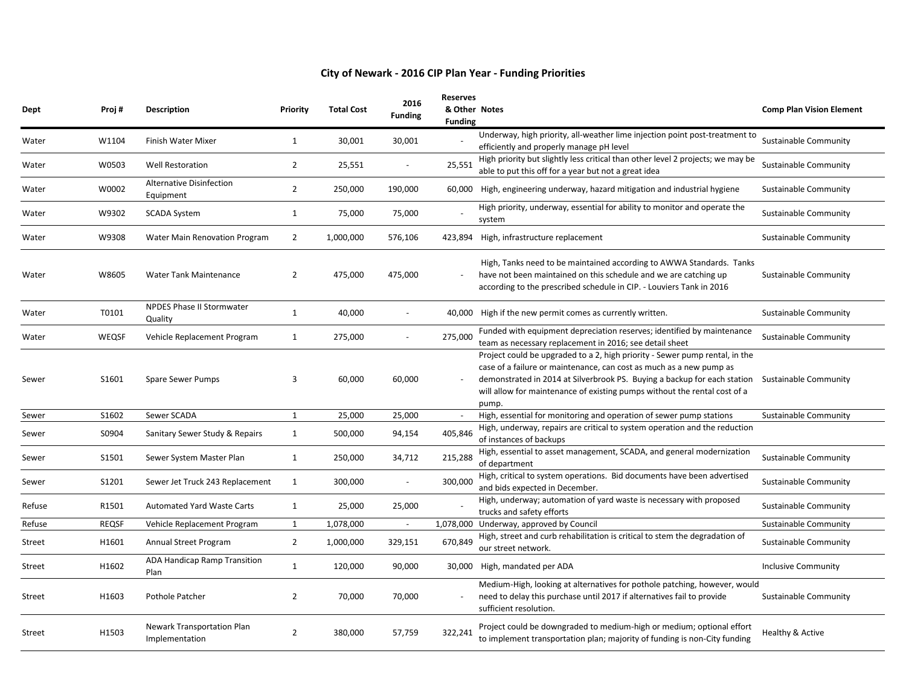## City of Newark - 2016 CIP Plan Year - Funding Priorities

| Dept | Proj # | Description | Priority | Total Cost | 2016 Funding | Reserves & Other Funding | Notes | Comp Plan Vision Element |
|---|---|---|---|---|---|---|---|---|
| Water | W1104 | Finish Water Mixer | 1 | 30,001 | 30,001 | - | Underway, high priority, all-weather lime injection point post-treatment to efficiently and properly manage pH level | Sustainable Community |
| Water | W0503 | Well Restoration | 2 | 25,551 | - | 25,551 | High priority but slightly less critical than other level 2 projects; we may be able to put this off for a year but not a great idea | Sustainable Community |
| Water | W0002 | Alternative Disinfection Equipment | 2 | 250,000 | 190,000 | 60,000 | High, engineering underway, hazard mitigation and industrial hygiene | Sustainable Community |
| Water | W9302 | SCADA System | 1 | 75,000 | 75,000 | - | High priority, underway, essential for ability to monitor and operate the system | Sustainable Community |
| Water | W9308 | Water Main Renovation Program | 2 | 1,000,000 | 576,106 | 423,894 | High, infrastructure replacement | Sustainable Community |
| Water | W8605 | Water Tank Maintenance | 2 | 475,000 | 475,000 | - | High, Tanks need to be maintained according to AWWA Standards. Tanks have not been maintained on this schedule and we are catching up according to the prescribed schedule in CIP. - Louviers Tank in 2016 | Sustainable Community |
| Water | T0101 | NPDES Phase II Stormwater Quality | 1 | 40,000 | - | 40,000 | High if the new permit comes as currently written. | Sustainable Community |
| Water | WEQSF | Vehicle Replacement Program | 1 | 275,000 | - | 275,000 | Funded with equipment depreciation reserves; identified by maintenance team as necessary replacement in 2016; see detail sheet | Sustainable Community |
| Sewer | S1601 | Spare Sewer Pumps | 3 | 60,000 | 60,000 | - | Project could be upgraded to a 2, high priority - Sewer pump rental, in the case of a failure or maintenance, can cost as much as a new pump as demonstrated in 2014 at Silverbrook PS. Buying a backup for each station will allow for maintenance of existing pumps without the rental cost of a pump. | Sustainable Community |
| Sewer | S1602 | Sewer SCADA | 1 | 25,000 | 25,000 | - | High, essential for monitoring and operation of sewer pump stations | Sustainable Community |
| Sewer | S0904 | Sanitary Sewer Study & Repairs | 1 | 500,000 | 94,154 | 405,846 | High, underway, repairs are critical to system operation and the reduction of instances of backups | |
| Sewer | S1501 | Sewer System Master Plan | 1 | 250,000 | 34,712 | 215,288 | High, essential to asset management, SCADA, and general modernization of department | Sustainable Community |
| Sewer | S1201 | Sewer Jet Truck 243 Replacement | 1 | 300,000 | - | 300,000 | High, critical to system operations. Bid documents have been advertised and bids expected in December. | Sustainable Community |
| Refuse | R1501 | Automated Yard Waste Carts | 1 | 25,000 | 25,000 | - | High, underway; automation of yard waste is necessary with proposed trucks and safety efforts | Sustainable Community |
| Refuse | REQSF | Vehicle Replacement Program | 1 | 1,078,000 | - | 1,078,000 | Underway, approved by Council | Sustainable Community |
| Street | H1601 | Annual Street Program | 2 | 1,000,000 | 329,151 | 670,849 | High, street and curb rehabilitation is critical to stem the degradation of our street network. | Sustainable Community |
| Street | H1602 | ADA Handicap Ramp Transition Plan | 1 | 120,000 | 90,000 | 30,000 | High, mandated per ADA | Inclusive Community |
| Street | H1603 | Pothole Patcher | 2 | 70,000 | 70,000 | - | Medium-High, looking at alternatives for pothole patching, however, would need to delay this purchase until 2017 if alternatives fail to provide sufficient resolution. | Sustainable Community |
| Street | H1503 | Newark Transportation Plan Implementation | 2 | 380,000 | 57,759 | 322,241 | Project could be downgraded to medium-high or medium; optional effort to implement transportation plan; majority of funding is non-City funding | Healthy & Active |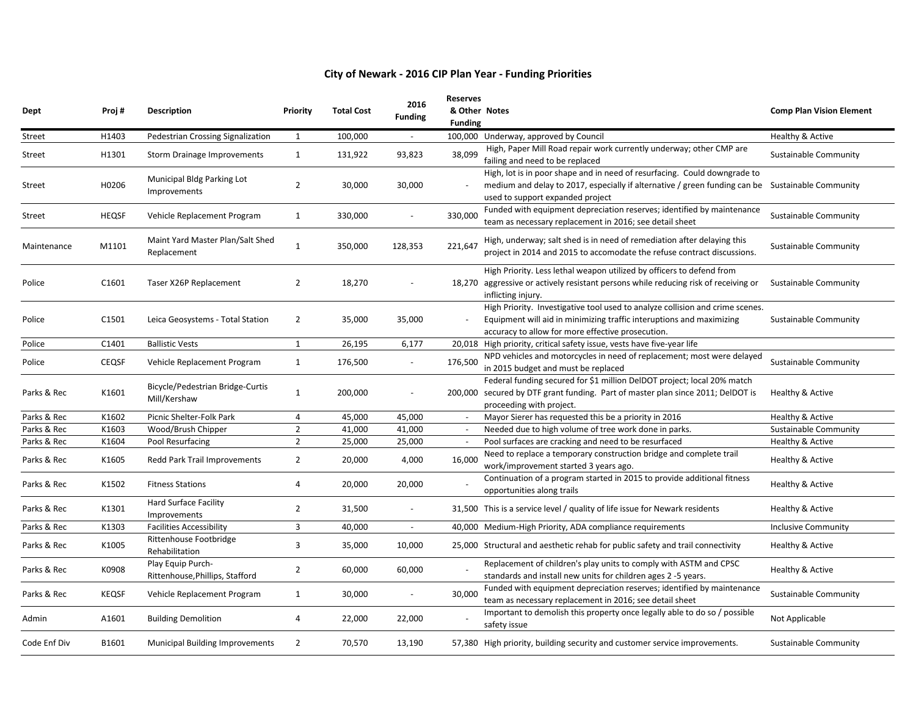# City of Newark - 2016 CIP Plan Year - Funding Priorities

| Dept | Proj # | Description | Priority | Total Cost | 2016 Funding | Reserves & Other Funding | Notes | Comp Plan Vision Element |
|---|---|---|---|---|---|---|---|---|
| Street | H1403 | Pedestrian Crossing Signalization | 1 | 100,000 | - | 100,000 | Underway, approved by Council | Healthy & Active |
| Street | H1301 | Storm Drainage Improvements | 1 | 131,922 | 93,823 | 38,099 | High, Paper Mill Road repair work currently underway; other CMP are failing and need to be replaced | Sustainable Community |
| Street | H0206 | Municipal Bldg Parking Lot Improvements | 2 | 30,000 | 30,000 | - | High, lot is in poor shape and in need of resurfacing. Could downgrade to medium and delay to 2017, especially if alternative / green funding can be used to support expanded project | Sustainable Community |
| Street | HEQSF | Vehicle Replacement Program | 1 | 330,000 | - | 330,000 | Funded with equipment depreciation reserves; identified by maintenance team as necessary replacement in 2016; see detail sheet | Sustainable Community |
| Maintenance | M1101 | Maint Yard Master Plan/Salt Shed Replacement | 1 | 350,000 | 128,353 | 221,647 | High, underway; salt shed is in need of remediation after delaying this project in 2014 and 2015 to accomodate the refuse contract discussions. | Sustainable Community |
| Police | C1601 | Taser X26P Replacement | 2 | 18,270 | - | 18,270 | High Priority. Less lethal weapon utilized by officers to defend from aggressive or actively resistant persons while reducing risk of receiving or inflicting injury. | Sustainable Community |
| Police | C1501 | Leica Geosystems - Total Station | 2 | 35,000 | 35,000 | - | High Priority. Investigative tool used to analyze collision and crime scenes. Equipment will aid in minimizing traffic interuptions and maximizing accuracy to allow for more effective prosecution. | Sustainable Community |
| Police | C1401 | Ballistic Vests | 1 | 26,195 | 6,177 | 20,018 | High priority, critical safety issue, vests have five-year life | |
| Police | CEQSF | Vehicle Replacement Program | 1 | 176,500 | - | 176,500 | NPD vehicles and motorcycles in need of replacement; most were delayed in 2015 budget and must be replaced | Sustainable Community |
| Parks & Rec | K1601 | Bicycle/Pedestrian Bridge-Curtis Mill/Kershaw | 1 | 200,000 | - | 200,000 | Federal funding secured for $1 million DelDOT project; local 20% match secured by DTF grant funding. Part of master plan since 2011; DelDOT is proceeding with project. | Healthy & Active |
| Parks & Rec | K1602 | Picnic Shelter-Folk Park | 4 | 45,000 | 45,000 | - | Mayor Sierer has requested this be a priority in 2016 | Healthy & Active |
| Parks & Rec | K1603 | Wood/Brush Chipper | 2 | 41,000 | 41,000 | - | Needed due to high volume of tree work done in parks. | Sustainable Community |
| Parks & Rec | K1604 | Pool Resurfacing | 2 | 25,000 | 25,000 | - | Pool surfaces are cracking and need to be resurfaced | Healthy & Active |
| Parks & Rec | K1605 | Redd Park Trail Improvements | 2 | 20,000 | 4,000 | 16,000 | Need to replace a temporary construction bridge and complete trail work/improvement started 3 years ago. | Healthy & Active |
| Parks & Rec | K1502 | Fitness Stations | 4 | 20,000 | 20,000 | - | Continuation of a program started in 2015 to provide additional fitness opportunities along trails | Healthy & Active |
| Parks & Rec | K1301 | Hard Surface Facility Improvements | 2 | 31,500 | - | 31,500 | This is a service level / quality of life issue for Newark residents | Healthy & Active |
| Parks & Rec | K1303 | Facilities Accessibility | 3 | 40,000 | - | 40,000 | Medium-High Priority, ADA compliance requirements | Inclusive Community |
| Parks & Rec | K1005 | Rittenhouse Footbridge Rehabilitation | 3 | 35,000 | 10,000 | 25,000 | Structural and aesthetic rehab for public safety and trail connectivity | Healthy & Active |
| Parks & Rec | K0908 | Play Equip Purch-Rittenhouse,Phillips, Stafford | 2 | 60,000 | 60,000 | - | Replacement of children's play units to comply with ASTM and CPSC standards and install new units for children ages 2 -5 years. | Healthy & Active |
| Parks & Rec | KEQSF | Vehicle Replacement Program | 1 | 30,000 | - | 30,000 | Funded with equipment depreciation reserves; identified by maintenance team as necessary replacement in 2016; see detail sheet | Sustainable Community |
| Admin | A1601 | Building Demolition | 4 | 22,000 | 22,000 | - | Important to demolish this property once legally able to do so / possible safety issue | Not Applicable |
| Code Enf Div | B1601 | Municipal Building Improvements | 2 | 70,570 | 13,190 | 57,380 | High priority, building security and customer service improvements. | Sustainable Community |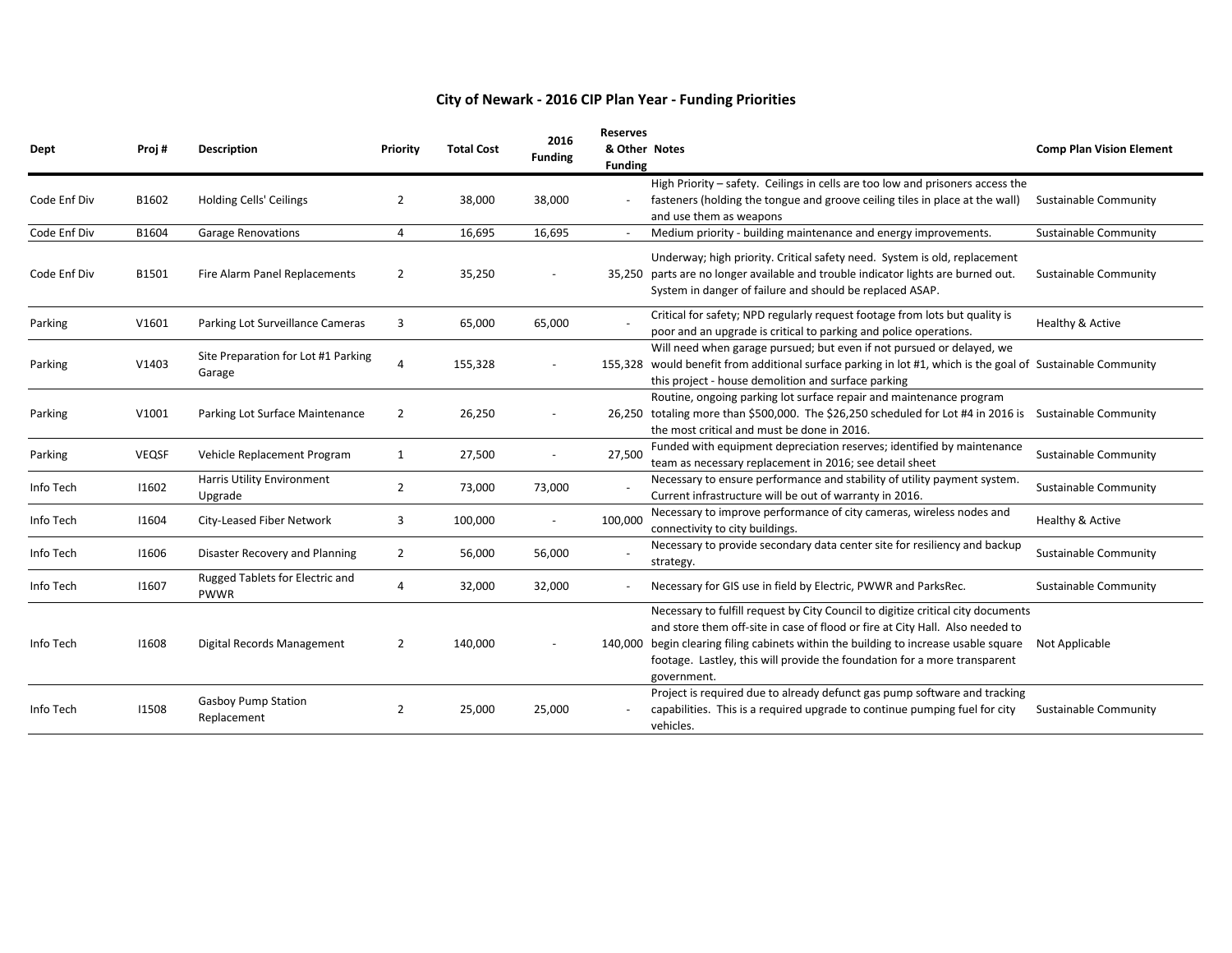## City of Newark - 2016 CIP Plan Year - Funding Priorities

| Dept | Proj # | Description | Priority | Total Cost | 2016 Funding | Reserves & Other Funding | Notes | Comp Plan Vision Element |
|---|---|---|---|---|---|---|---|---|
| Code Enf Div | B1602 | Holding Cells' Ceilings | 2 | 38,000 | 38,000 | - | High Priority – safety. Ceilings in cells are too low and prisoners access the fasteners (holding the tongue and groove ceiling tiles in place at the wall) and use them as weapons | Sustainable Community |
| Code Enf Div | B1604 | Garage Renovations | 4 | 16,695 | 16,695 | - | Medium priority - building maintenance and energy improvements. | Sustainable Community |
| Code Enf Div | B1501 | Fire Alarm Panel Replacements | 2 | 35,250 | - | 35,250 | Underway; high priority. Critical safety need. System is old, replacement parts are no longer available and trouble indicator lights are burned out. System in danger of failure and should be replaced ASAP. | Sustainable Community |
| Parking | V1601 | Parking Lot Surveillance Cameras | 3 | 65,000 | 65,000 | - | Critical for safety; NPD regularly request footage from lots but quality is poor and an upgrade is critical to parking and police operations. | Healthy & Active |
| Parking | V1403 | Site Preparation for Lot #1 Parking Garage | 4 | 155,328 | - | 155,328 | Will need when garage pursued; but even if not pursued or delayed, we would benefit from additional surface parking in lot #1, which is the goal of this project - house demolition and surface parking | Sustainable Community |
| Parking | V1001 | Parking Lot Surface Maintenance | 2 | 26,250 | - | 26,250 | Routine, ongoing parking lot surface repair and maintenance program totaling more than $500,000. The $26,250 scheduled for Lot #4 in 2016 is the most critical and must be done in 2016. | Sustainable Community |
| Parking | VEQSF | Vehicle Replacement Program | 1 | 27,500 | - | 27,500 | Funded with equipment depreciation reserves; identified by maintenance team as necessary replacement in 2016; see detail sheet | Sustainable Community |
| Info Tech | I1602 | Harris Utility Environment Upgrade | 2 | 73,000 | 73,000 | - | Necessary to ensure performance and stability of utility payment system. Current infrastructure will be out of warranty in 2016. | Sustainable Community |
| Info Tech | I1604 | City-Leased Fiber Network | 3 | 100,000 | - | 100,000 | Necessary to improve performance of city cameras, wireless nodes and connectivity to city buildings. | Healthy & Active |
| Info Tech | I1606 | Disaster Recovery and Planning | 2 | 56,000 | 56,000 | - | Necessary to provide secondary data center site for resiliency and backup strategy. | Sustainable Community |
| Info Tech | I1607 | Rugged Tablets for Electric and PWWR | 4 | 32,000 | 32,000 | - | Necessary for GIS use in field by Electric, PWWR and ParksRec. | Sustainable Community |
| Info Tech | I1608 | Digital Records Management | 2 | 140,000 | - | 140,000 | Necessary to fulfill request by City Council to digitize critical city documents and store them off-site in case of flood or fire at City Hall. Also needed to begin clearing filing cabinets within the building to increase usable square footage. Lastley, this will provide the foundation for a more transparent government. | Not Applicable |
| Info Tech | I1508 | Gasboy Pump Station Replacement | 2 | 25,000 | 25,000 | - | Project is required due to already defunct gas pump software and tracking capabilities. This is a required upgrade to continue pumping fuel for city vehicles. | Sustainable Community |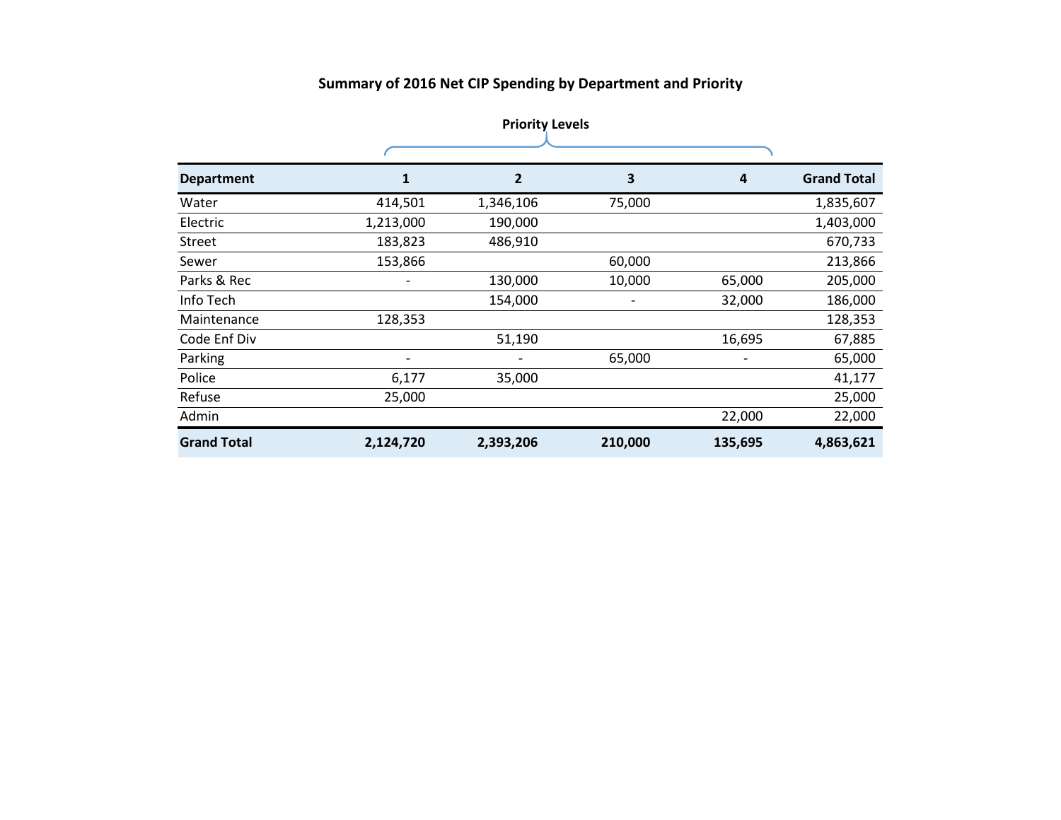## Summary of 2016 Net CIP Spending by Department and Priority

| Department | Priority Levels | | | | Grand Total |
|---|---|---|---|---|---|
| | **1** | **2** | **3** | **4** | |
| Water | 414,501 | 1,346,106 | 75,000 | | 1,835,607 |
| Electric | 1,213,000 | 190,000 | | | 1,403,000 |
| Street | 183,823 | 486,910 | | | 670,733 |
| Sewer | 153,866 | | 60,000 | | 213,866 |
| Parks & Rec | - | 130,000 | 10,000 | 65,000 | 205,000 |
| Info Tech | | 154,000 | - | 32,000 | 186,000 |
| Maintenance | 128,353 | | | | 128,353 |
| Code Enf Div | | 51,190 | | 16,695 | 67,885 |
| Parking | - | - | 65,000 | - | 65,000 |
| Police | 6,177 | 35,000 | | | 41,177 |
| Refuse | 25,000 | | | | 25,000 |
| Admin | | | | 22,000 | 22,000 |
| **Grand Total** | **2,124,720** | **2,393,206** | **210,000** | **135,695** | **4,863,621** |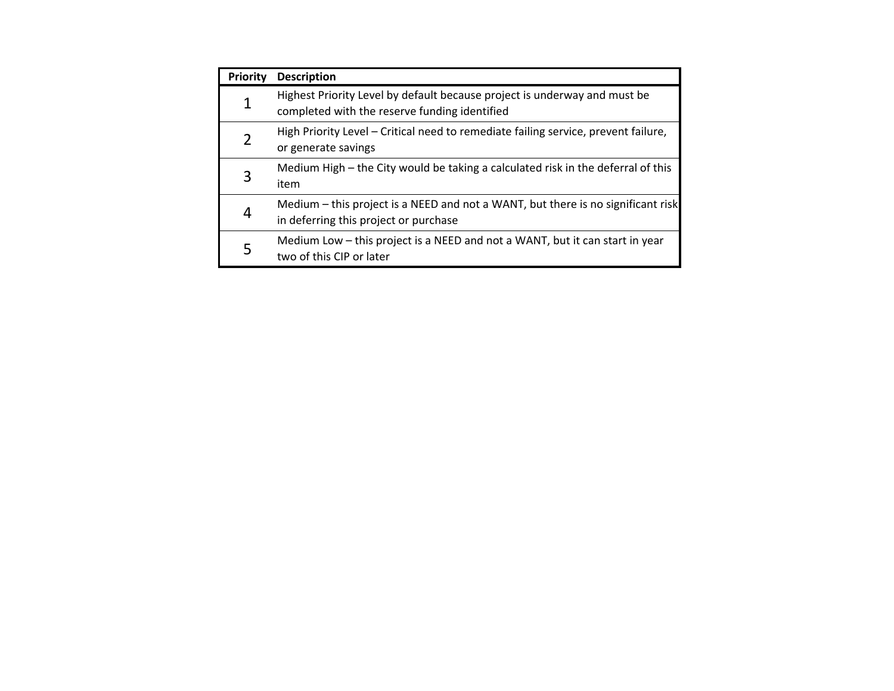| Priority | Description |
| --- | --- |
| 1 | Highest Priority Level by default because project is underway and must be completed with the reserve funding identified |
| 2 | High Priority Level – Critical need to remediate failing service, prevent failure, or generate savings |
| 3 | Medium High – the City would be taking a calculated risk in the deferral of this item |
| 4 | Medium – this project is a NEED and not a WANT, but there is no significant risk in deferring this project or purchase |
| 5 | Medium Low – this project is a NEED and not a WANT, but it can start in year two of this CIP or later |